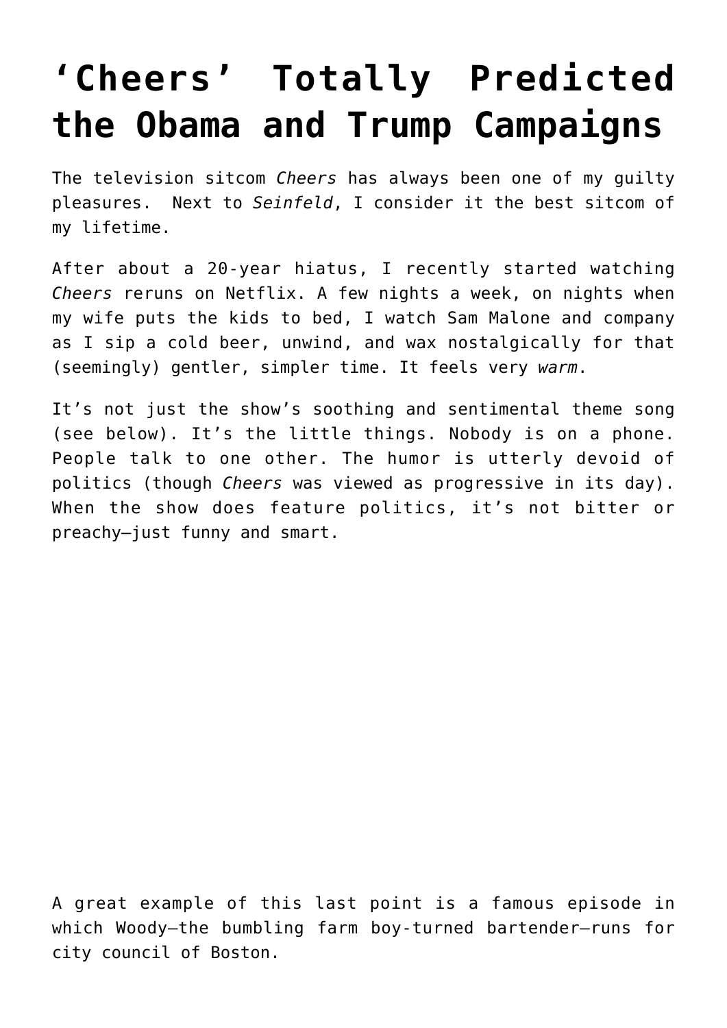# 'Cheers' Totally Predicted the Obama and Trump Campaigns

The television sitcom *Cheers* has always been one of my guilty pleasures. Next to *Seinfeld*, I consider it the best sitcom of my lifetime.

After about a 20-year hiatus, I recently started watching *Cheers* reruns on Netflix. A few nights a week, on nights when my wife puts the kids to bed, I watch Sam Malone and company as I sip a cold beer, unwind, and wax nostalgically for that (seemingly) gentler, simpler time. It feels very *warm*.

It's not just the show's soothing and sentimental theme song (see below). It's the little things. Nobody is on a phone. People talk to one other. The humor is utterly devoid of politics (though *Cheers* was viewed as progressive in its day). When the show does feature politics, it's not bitter or preachy—just funny and smart.

A great example of this last point is a famous episode in which Woody—the bumbling farm boy-turned bartender—runs for city council of Boston.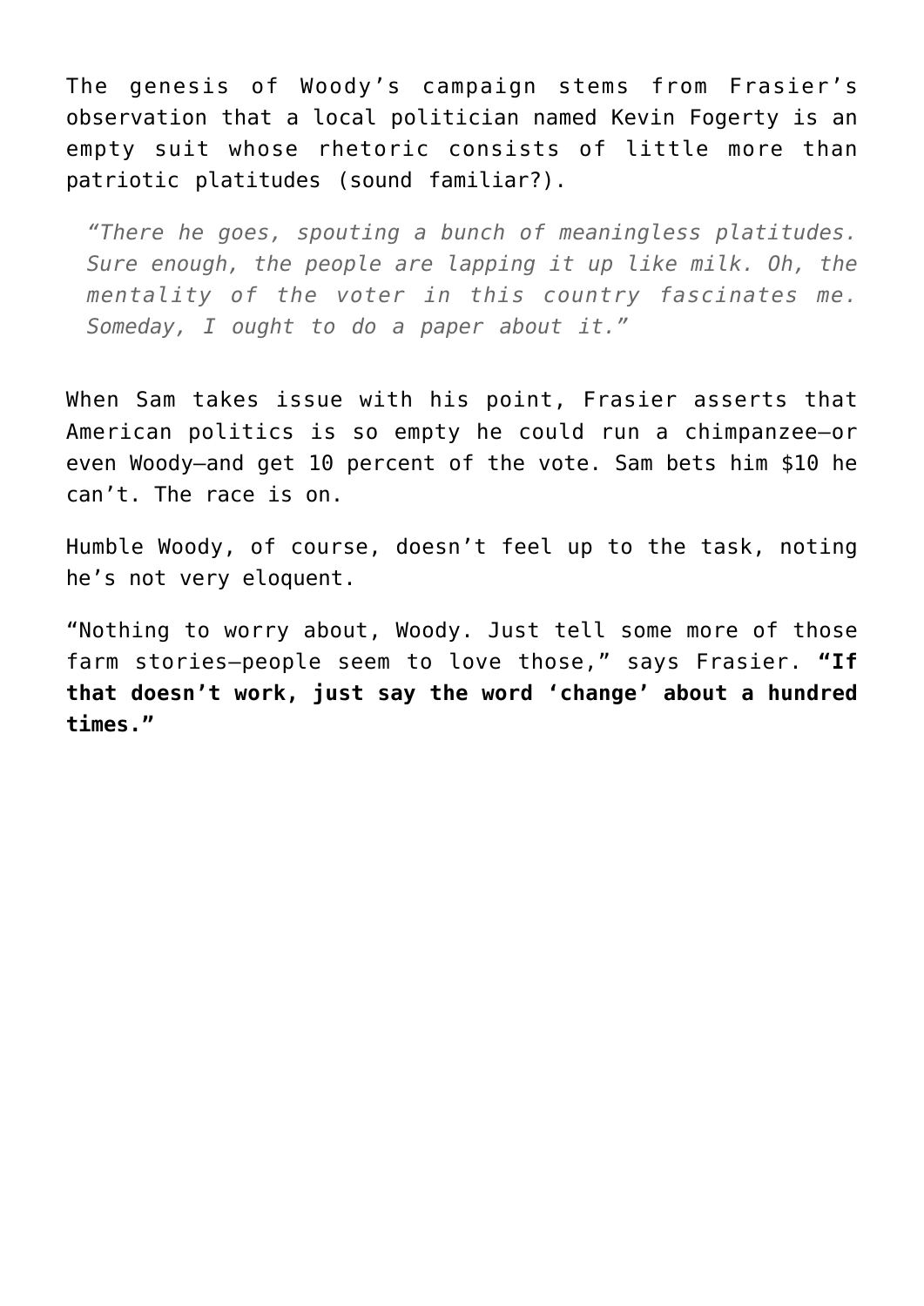The genesis of Woody's campaign stems from Frasier's observation that a local politician named Kevin Fogerty is an empty suit whose rhetoric consists of little more than patriotic platitudes (sound familiar?).

> *"There he goes, spouting a bunch of meaningless platitudes. Sure enough, the people are lapping it up like milk. Oh, the mentality of the voter in this country fascinates me. Someday, I ought to do a paper about it."*

When Sam takes issue with his point, Frasier asserts that American politics is so empty he could run a chimpanzee—or even Woody—and get 10 percent of the vote. Sam bets him $10 he can't. The race is on.

Humble Woody, of course, doesn't feel up to the task, noting he's not very eloquent.

"Nothing to worry about, Woody. Just tell some more of those farm stories—people seem to love those," says Frasier. **"If that doesn't work, just say the word 'change' about a hundred times."**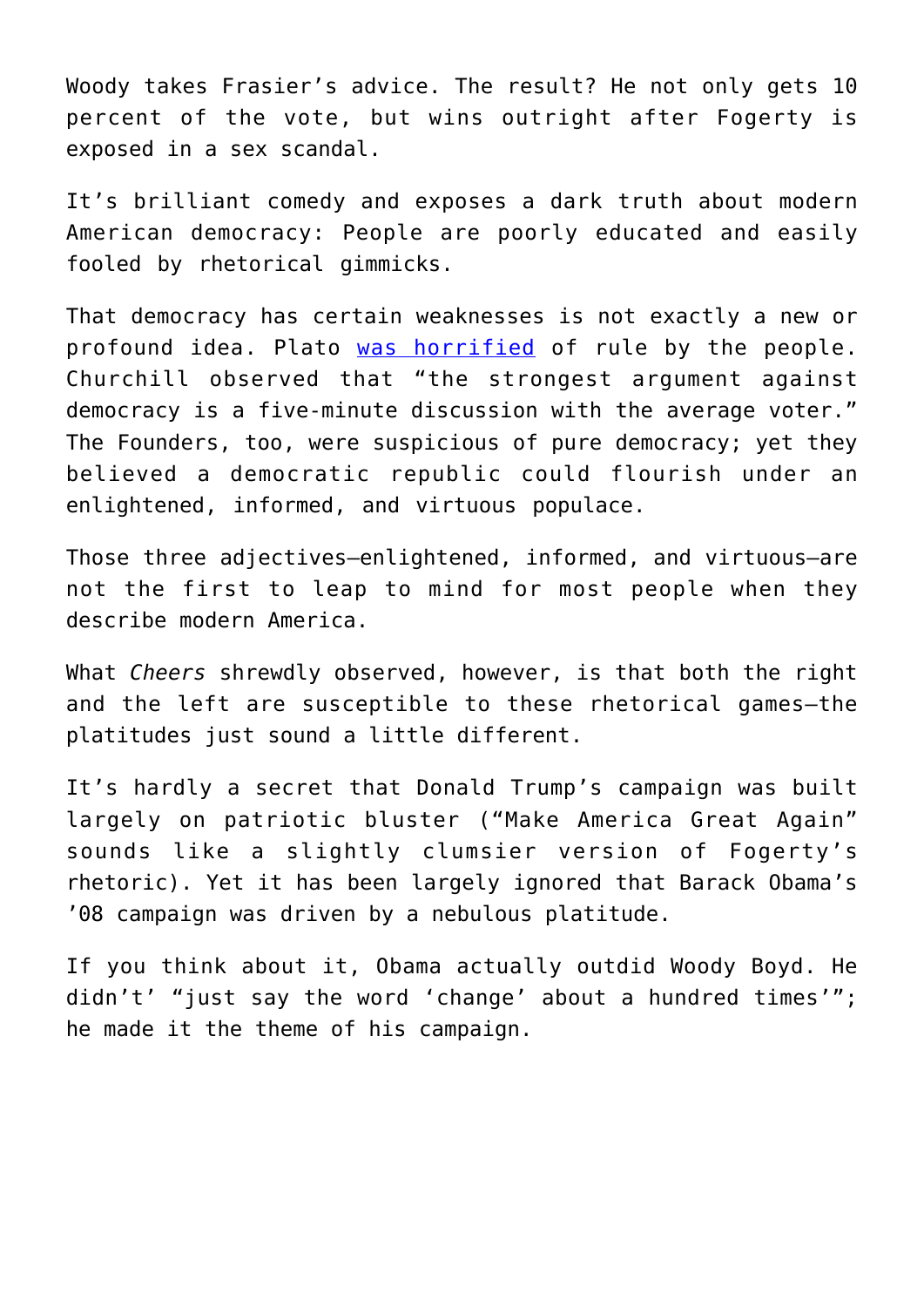Woody takes Frasier's advice. The result? He not only gets 10 percent of the vote, but wins outright after Fogerty is exposed in a sex scandal.

It's brilliant comedy and exposes a dark truth about modern American democracy: People are poorly educated and easily fooled by rhetorical gimmicks.

That democracy has certain weaknesses is not exactly a new or profound idea. Plato [was horrified](#) of rule by the people. Churchill observed that "the strongest argument against democracy is a five-minute discussion with the average voter." The Founders, too, were suspicious of pure democracy; yet they believed a democratic republic could flourish under an enlightened, informed, and virtuous populace.

Those three adjectives—enlightened, informed, and virtuous—are not the first to leap to mind for most people when they describe modern America.

What *Cheers* shrewdly observed, however, is that both the right and the left are susceptible to these rhetorical games—the platitudes just sound a little different.

It's hardly a secret that Donald Trump's campaign was built largely on patriotic bluster ("Make America Great Again" sounds like a slightly clumsier version of Fogerty's rhetoric). Yet it has been largely ignored that Barack Obama's '08 campaign was driven by a nebulous platitude.

If you think about it, Obama actually outdid Woody Boyd. He didn't' "just say the word 'change' about a hundred times'"; he made it the theme of his campaign.